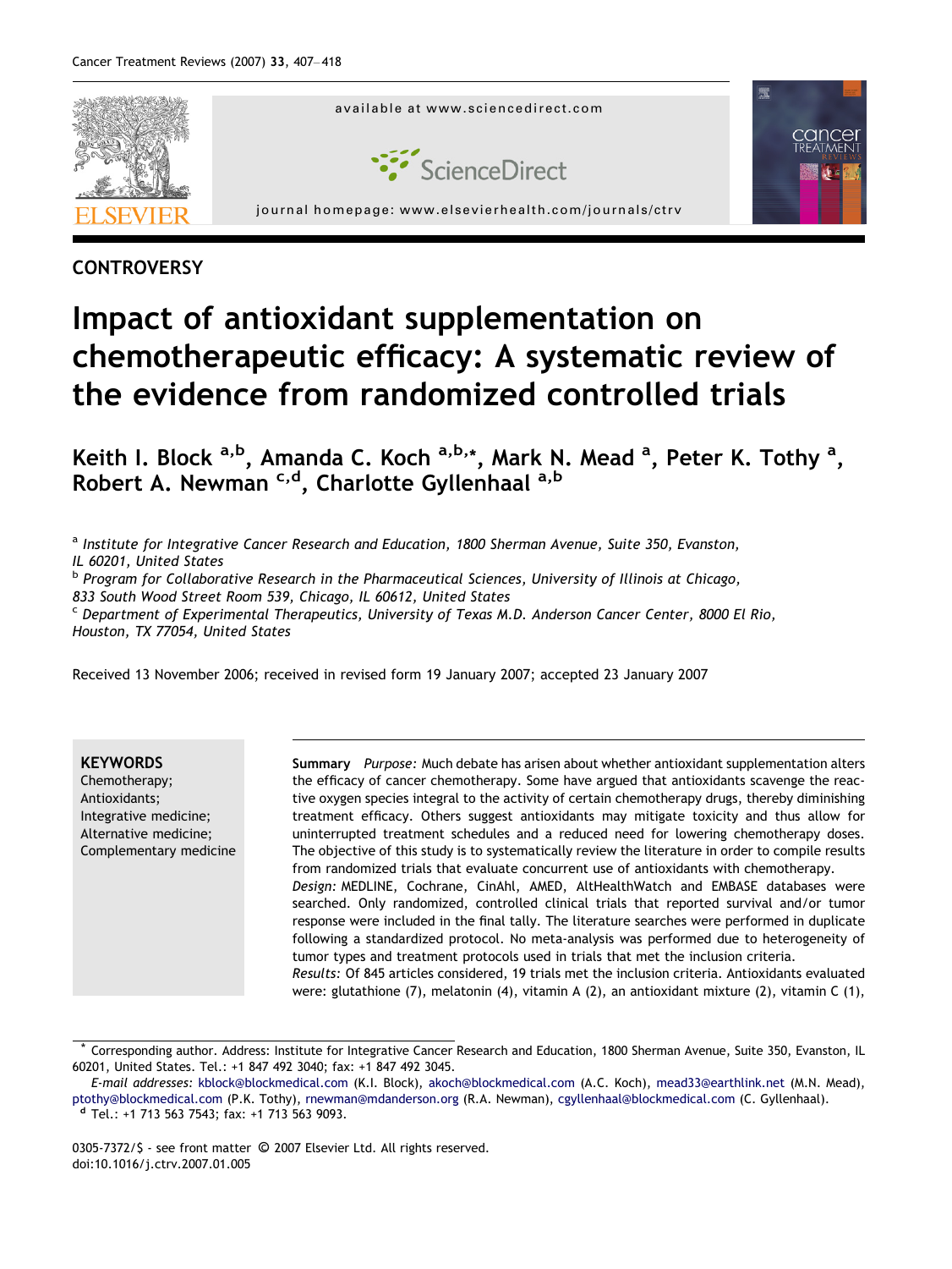CONTROVERSY

# Impact of antioxidant supplementation on chemotherapeutic efficacy: A systematic review of the evidence from randomized controlled trials

Keith I. Block [a,b], Amanda C. Koch [a,b,*], Mark N. Mead [a], Peter K. Tothy [a], Robert A. Newman [c,d], Charlotte Gyllenhaal [a,b]

[a] Institute for Integrative Cancer Research and Education, 1800 Sherman Avenue, Suite 350, Evanston, IL 60201, United States

[b] Program for Collaborative Research in the Pharmaceutical Sciences, University of Illinois at Chicago, 833 South Wood Street Room 539, Chicago, IL 60612, United States

[c] Department of Experimental Therapeutics, University of Texas M.D. Anderson Cancer Center, 8000 El Rio, Houston, TX 77054, United States

Received 13 November 2006; received in revised form 19 January 2007; accepted 23 January 2007

**KEYWORDS**
Chemotherapy;
Antioxidants;
Integrative medicine;
Alternative medicine;
Complementary medicine

**Summary** *Purpose:* Much debate has arisen about whether antioxidant supplementation alters the efficacy of cancer chemotherapy. Some have argued that antioxidants scavenge the reactive oxygen species integral to the activity of certain chemotherapy drugs, thereby diminishing treatment efficacy. Others suggest antioxidants may mitigate toxicity and thus allow for uninterrupted treatment schedules and a reduced need for lowering chemotherapy doses. The objective of this study is to systematically review the literature in order to compile results from randomized trials that evaluate concurrent use of antioxidants with chemotherapy.

*Design:* MEDLINE, Cochrane, CinAhl, AMED, AltHealthWatch and EMBASE databases were searched. Only randomized, controlled clinical trials that reported survival and/or tumor response were included in the final tally. The literature searches were performed in duplicate following a standardized protocol. No meta-analysis was performed due to heterogeneity of tumor types and treatment protocols used in trials that met the inclusion criteria.

*Results:* Of 845 articles considered, 19 trials met the inclusion criteria. Antioxidants evaluated were: glutathione (7), melatonin (4), vitamin A (2), an antioxidant mixture (2), vitamin C (1),

* Corresponding author. Address: Institute for Integrative Cancer Research and Education, 1800 Sherman Avenue, Suite 350, Evanston, IL 60201, United States. Tel.: +1 847 492 3040; fax: +1 847 492 3045.

*E-mail addresses:* kblock@blockmedical.com (K.I. Block), akoch@blockmedical.com (A.C. Koch), mead33@earthlink.net (M.N. Mead), ptothy@blockmedical.com (P.K. Tothy), rnewman@mdanderson.org (R.A. Newman), cgyllenhaal@blockmedical.com (C. Gyllenhaal).

[d] Tel.: +1 713 563 7543; fax: +1 713 563 9093.

0305-7372/$ - see front matter © 2007 Elsevier Ltd. All rights reserved.
doi:10.1016/j.ctrv.2007.01.005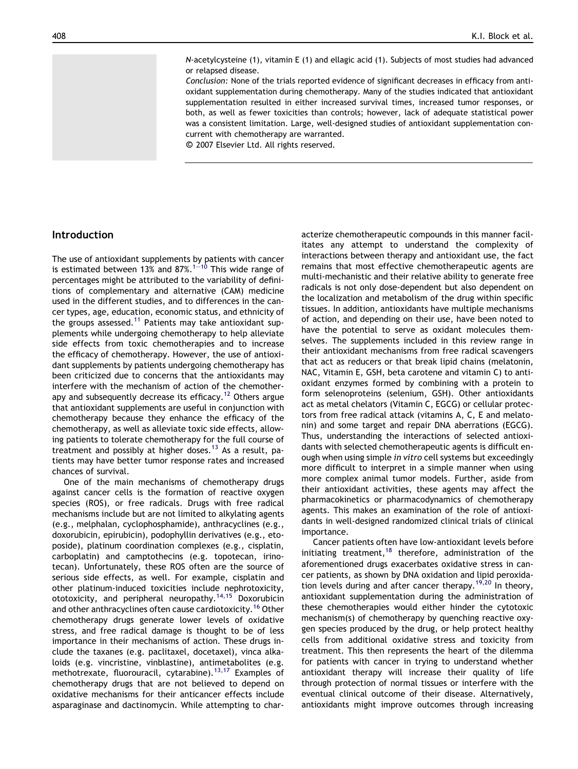N-acetylcysteine (1), vitamin E (1) and ellagic acid (1). Subjects of most studies had advanced or relapsed disease.

*Conclusion:* None of the trials reported evidence of significant decreases in efficacy from antioxidant supplementation during chemotherapy. Many of the studies indicated that antioxidant supplementation resulted in either increased survival times, increased tumor responses, or both, as well as fewer toxicities than controls; however, lack of adequate statistical power was a consistent limitation. Large, well-designed studies of antioxidant supplementation concurrent with chemotherapy are warranted.

© 2007 Elsevier Ltd. All rights reserved.

## Introduction

The use of antioxidant supplements by patients with cancer is estimated between 13% and 87%.[1–10] This wide range of percentages might be attributed to the variability of definitions of complementary and alternative (CAM) medicine used in the different studies, and to differences in the cancer types, age, education, economic status, and ethnicity of the groups assessed.[11] Patients may take antioxidant supplements while undergoing chemotherapy to help alleviate side effects from toxic chemotherapies and to increase the efficacy of chemotherapy. However, the use of antioxidant supplements by patients undergoing chemotherapy has been criticized due to concerns that the antioxidants may interfere with the mechanism of action of the chemotherapy and subsequently decrease its efficacy.[12] Others argue that antioxidant supplements are useful in conjunction with chemotherapy because they enhance the efficacy of the chemotherapy, as well as alleviate toxic side effects, allowing patients to tolerate chemotherapy for the full course of treatment and possibly at higher doses.[13] As a result, patients may have better tumor response rates and increased chances of survival.

One of the main mechanisms of chemotherapy drugs against cancer cells is the formation of reactive oxygen species (ROS), or free radicals. Drugs with free radical mechanisms include but are not limited to alkylating agents (e.g., melphalan, cyclophosphamide), anthracyclines (e.g., doxorubicin, epirubicin), podophyllin derivatives (e.g., etoposide), platinum coordination complexes (e.g., cisplatin, carboplatin) and camptothecins (e.g. topotecan, irinotecan). Unfortunately, these ROS often are the source of serious side effects, as well. For example, cisplatin and other platinum-induced toxicities include nephrotoxicity, ototoxicity, and peripheral neuropathy.[14,15] Doxorubicin and other anthracyclines often cause cardiotoxicity.[16] Other chemotherapy drugs generate lower levels of oxidative stress, and free radical damage is thought to be of less importance in their mechanisms of action. These drugs include the taxanes (e.g. paclitaxel, docetaxel), vinca alkaloids (e.g. vincristine, vinblastine), antimetabolites (e.g. methotrexate, fluorouracil, cytarabine).[13,17] Examples of chemotherapy drugs that are not believed to depend on oxidative mechanisms for their anticancer effects include asparaginase and dactinomycin. While attempting to characterize chemotherapeutic compounds in this manner facilitates any attempt to understand the complexity of interactions between therapy and antioxidant use, the fact remains that most effective chemotherapeutic agents are multi-mechanistic and their relative ability to generate free radicals is not only dose-dependent but also dependent on the localization and metabolism of the drug within specific tissues. In addition, antioxidants have multiple mechanisms of action, and depending on their use, have been noted to have the potential to serve as oxidant molecules themselves. The supplements included in this review range in their antioxidant mechanisms from free radical scavengers that act as reducers or that break lipid chains (melatonin, NAC, Vitamin E, GSH, beta carotene and vitamin C) to antioxidant enzymes formed by combining with a protein to form selenoproteins (selenium, GSH). Other antioxidants act as metal chelators (Vitamin C, EGCG) or cellular protectors from free radical attack (vitamins A, C, E and melatonin) and some target and repair DNA aberrations (EGCG). Thus, understanding the interactions of selected antioxidants with selected chemotherapeutic agents is difficult enough when using simple *in vitro* cell systems but exceedingly more difficult to interpret in a simple manner when using more complex animal tumor models. Further, aside from their antioxidant activities, these agents may affect the pharmacokinetics or pharmacodynamics of chemotherapy agents. This makes an examination of the role of antioxidants in well-designed randomized clinical trials of clinical importance.

Cancer patients often have low-antioxidant levels before initiating treatment,[18] therefore, administration of the aforementioned drugs exacerbates oxidative stress in cancer patients, as shown by DNA oxidation and lipid peroxidation levels during and after cancer therapy.[19,20] In theory, antioxidant supplementation during the administration of these chemotherapies would either hinder the cytotoxic mechanism(s) of chemotherapy by quenching reactive oxygen species produced by the drug, or help protect healthy cells from additional oxidative stress and toxicity from treatment. This then represents the heart of the dilemma for patients with cancer in trying to understand whether antioxidant therapy will increase their quality of life through protection of normal tissues or interfere with the eventual clinical outcome of their disease. Alternatively, antioxidants might improve outcomes through increasing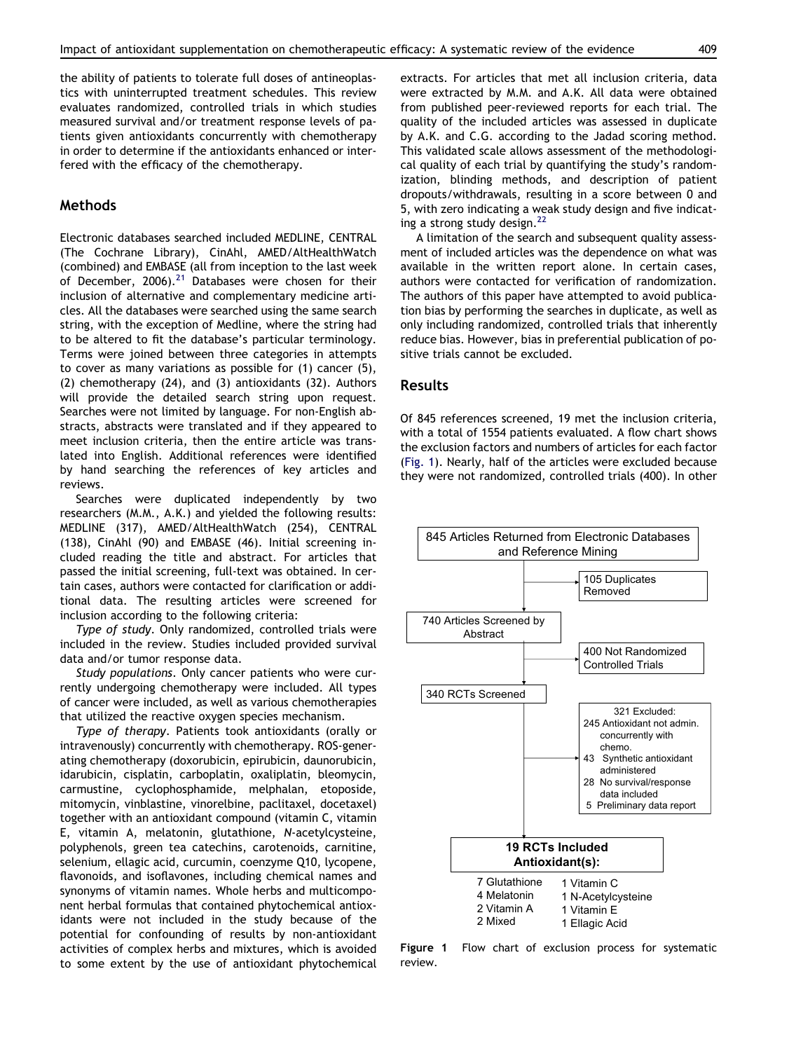the ability of patients to tolerate full doses of antineoplastics with uninterrupted treatment schedules. This review evaluates randomized, controlled trials in which studies measured survival and/or treatment response levels of patients given antioxidants concurrently with chemotherapy in order to determine if the antioxidants enhanced or interfered with the efficacy of the chemotherapy.

## Methods

Electronic databases searched included MEDLINE, CENTRAL (The Cochrane Library), CinAhl, AMED/AltHealthWatch (combined) and EMBASE (all from inception to the last week of December, 2006).[21] Databases were chosen for their inclusion of alternative and complementary medicine articles. All the databases were searched using the same search string, with the exception of Medline, where the string had to be altered to fit the database's particular terminology. Terms were joined between three categories in attempts to cover as many variations as possible for (1) cancer (5), (2) chemotherapy (24), and (3) antioxidants (32). Authors will provide the detailed search string upon request. Searches were not limited by language. For non-English abstracts, abstracts were translated and if they appeared to meet inclusion criteria, then the entire article was translated into English. Additional references were identified by hand searching the references of key articles and reviews.

Searches were duplicated independently by two researchers (M.M., A.K.) and yielded the following results: MEDLINE (317), AMED/AltHealthWatch (254), CENTRAL (138), CinAhl (90) and EMBASE (46). Initial screening included reading the title and abstract. For articles that passed the initial screening, full-text was obtained. In certain cases, authors were contacted for clarification or additional data. The resulting articles were screened for inclusion according to the following criteria:

*Type of study*. Only randomized, controlled trials were included in the review. Studies included provided survival data and/or tumor response data.

*Study populations*. Only cancer patients who were currently undergoing chemotherapy were included. All types of cancer were included, as well as various chemotherapies that utilized the reactive oxygen species mechanism.

*Type of therapy*. Patients took antioxidants (orally or intravenously) concurrently with chemotherapy. ROS-generating chemotherapy (doxorubicin, epirubicin, daunorubicin, idarubicin, cisplatin, carboplatin, oxaliplatin, bleomycin, carmustine, cyclophosphamide, melphalan, etoposide, mitomycin, vinblastine, vinorelbine, paclitaxel, docetaxel) together with an antioxidant compound (vitamin C, vitamin E, vitamin A, melatonin, glutathione, *N*-acetylcysteine, polyphenols, green tea catechins, carotenoids, carnitine, selenium, ellagic acid, curcumin, coenzyme Q10, lycopene, flavonoids, and isoflavones, including chemical names and synonyms of vitamin names. Whole herbs and multicomponent herbal formulas that contained phytochemical antioxidants were not included in the study because of the potential for confounding of results by non-antioxidant activities of complex herbs and mixtures, which is avoided to some extent by the use of antioxidant phytochemical extracts. For articles that met all inclusion criteria, data were extracted by M.M. and A.K. All data were obtained from published peer-reviewed reports for each trial. The quality of the included articles was assessed in duplicate by A.K. and C.G. according to the Jadad scoring method. This validated scale allows assessment of the methodological quality of each trial by quantifying the study's randomization, blinding methods, and description of patient dropouts/withdrawals, resulting in a score between 0 and 5, with zero indicating a weak study design and five indicating a strong study design.[22]

A limitation of the search and subsequent quality assessment of included articles was the dependence on what was available in the written report alone. In certain cases, authors were contacted for verification of randomization. The authors of this paper have attempted to avoid publication bias by performing the searches in duplicate, as well as only including randomized, controlled trials that inherently reduce bias. However, bias in preferential publication of positive trials cannot be excluded.

## Results

Of 845 references screened, 19 met the inclusion criteria, with a total of 1554 patients evaluated. A flow chart shows the exclusion factors and numbers of articles for each factor (Fig. 1). Nearly, half of the articles were excluded because they were not randomized, controlled trials (400). In other

845 Articles Returned from Electronic Databases and Reference Mining

→ 105 Duplicates Removed

740 Articles Screened by Abstract

→ 400 Not Randomized Controlled Trials

340 RCTs Screened

→ 321 Excluded:
- 245 Antioxidant not admin. concurrently with chemo.
- 43 Synthetic antioxidant administered
- 28 No survival/response data included
- 5 Preliminary data report

**19 RCTs Included Antioxidant(s):**

| | |
|---|---|
| 7 Glutathione | 1 Vitamin C |
| 4 Melatonin | 1 N-Acetylcysteine |
| 2 Vitamin A | 1 Vitamin E |
| 2 Mixed | 1 Ellagic Acid |

**Figure 1** Flow chart of exclusion process for systematic review.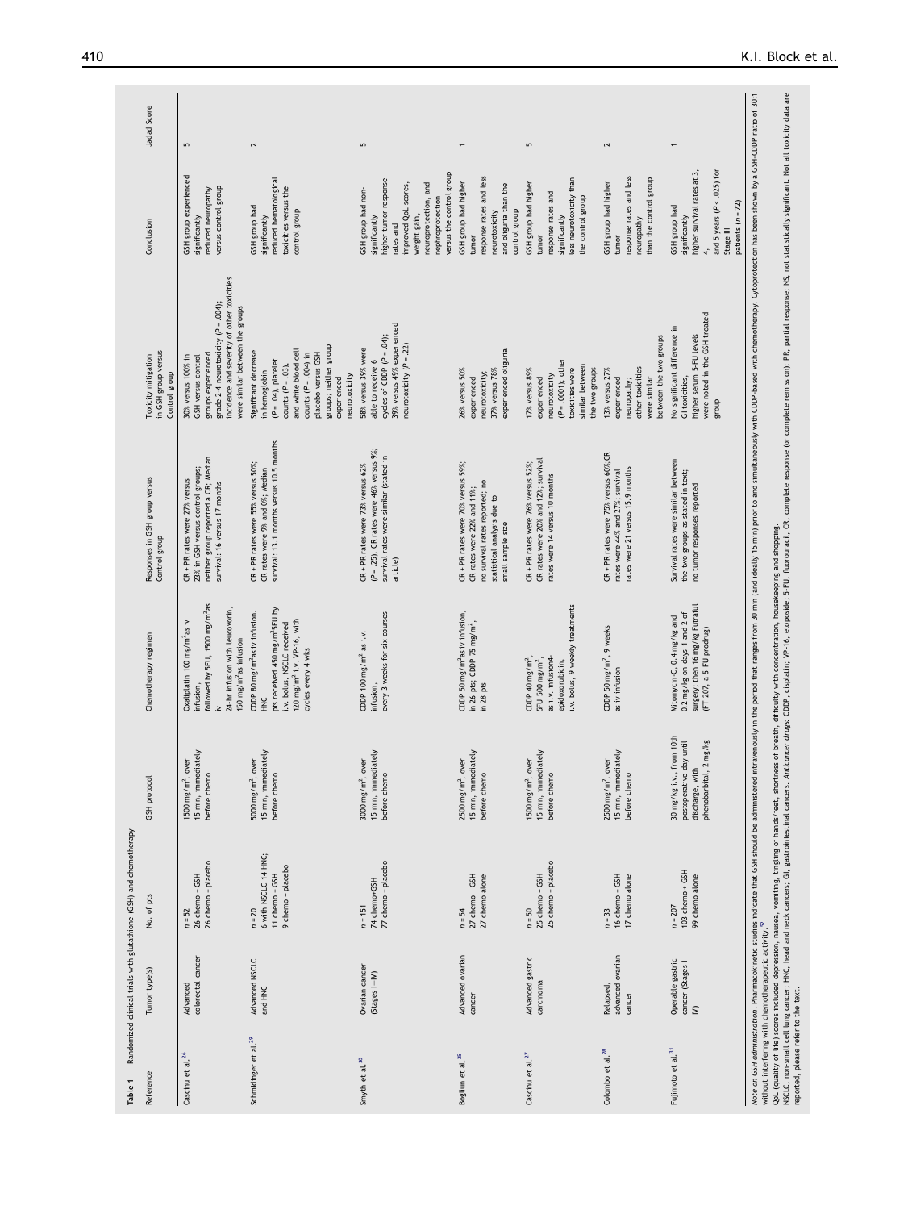**Table 1** Randomized clinical trials with glutathione (GSH) and chemotherapy

| Reference | Tumor type(s) | No. of pts | GSH protocol | Chemotherapy regimen | Responses in GSH group versus Control group | Toxicity mitigation in GSH group versus Control group | Conclusion | Jadad Score |
|---|---|---|---|---|---|---|---|---|
| Cascinu et al.[26] | Advanced colorectal cancer | $n = 52$ 26 chemo + GSH 26 chemo + placebo | 1500 mg/m$^2$, over 15 min, immediately before chemo | Oxaliplatin 100 mg/m$^2$ as iv infusion, followed by 5FU, 1500 mg/m$^2$ as iv 24-hr infusion with leucovorin, 150 mg/m$^2$ as infusion | CR + PR rates were 27% versus 23% in GSH versus control groups; neither group reported a CR; Median survival: 16 versus 17 months | 30% versus 100% in GSH versus control groups experienced grade 2–4 neurotoxicity ($P = .004$); incidence and severity of other toxicities were similar between the groups | GSH group experienced significantly reduced neuropathy versus control group | 5 |
| Schmidinger et al.[29] | Advanced NSCLC and HNC | $n = 20$ 6 with NSCLC 14 HNC; 11 chemo + GSH 9 chemo + placebo | 5000 mg/m$^2$, over 15 min, immediately before chemo | CDDP 80 mg/m$^2$ as iv infusion. HNC pts received 450 mg/m$^2$ 5FU by i.v. bolus, NSCLC received 120 mg/m$^2$ i.v. VP-16, with cycles every 4 wks | CR + PR rates were 55% versus 50%; CR rates were 9% and 0%; Median survival: 13.1 months versus 10.5 months | Significant decrease in hemoglobin ($P = .04$), platelet counts ($P = .03$), and white blood cell counts ($P = .004$) in placebo versus GSH groups; neither group experienced neurotoxicity | GSH group had significantly reduced hematological toxicities versus the control group | 2 |
| Smyth et al.[30] | Ovarian cancer (Stages I—IV) | $n = 151$ 74 chemo+GSH 77 chemo + placebo | 3000 mg/m$^2$, over 15 min, immediately before chemo | CDDP 100 mg/m$^2$ as i.v. infusion, every 3 weeks for six courses | CR + PR rates were 73% versus 62% ($P = .25$); CR rates were 46% versus 9%; survival rates were similar (stated in article) | 58% versus 39% were able to receive 6 cycles of CDDP ($P = .04$); 39% versus 49% experienced neurotoxicity ($P = .22$) | GSH group had non-significantly higher tumor response rates and improved QoL scores, weight gain, neuroprotection, and nephroprotection versus the control group | 5 |
| Bogliun et al.[25] | Advanced ovarian cancer | $n = 54$ 27 chemo + GSH 27 chemo alone | 2500 mg/m$^2$, over 15 min, immediately before chemo | CDDP 50 mg/m$^2$ as iv infusion, in 26 pts; CDDP 75 mg/m$^2$, in 28 pts | CR + PR rates were 70% versus 59%; CR rates were 22% and 11%; no survival rates reported; no statistical analysis due to small sample size | 26% versus 50% experienced neurotoxicity; 37% versus 78% experienced oliguria | GSH group had higher tumor response rates and less neurotoxicity and oliguria than the control group | 1 |
| Cascinu et al.[27] | Advanced gastric carcinoma | $n = 50$ 25 chemo + GSH 25 chemo + placebo | 1500 mg/m$^2$, over 15 min, immediately before chemo | CDDP 40 mg/m$^2$, 5FU 500 mg/m$^2$, as i.v. infusion4-epidoxorubicin, i.v. bolus, 9 weekly treatments | CR + PR rates were 76% versus 52%; CR rates were 20% and 12%; survival rates were 14 versus 10 months | 17% versus 89% experienced neurotoxicity ($P = .0001$); other toxicities were similar between the two groups | GSH group had higher tumor response rates and significantly less neurotoxicity than the control group | 5 |
| Colombo et al.[28] | Relapsed, advanced ovarian cancer | $n = 33$ 16 chemo + GSH 17 chemo alone | 2500 mg/m$^2$, over 15 min, immediately before chemo | CDDP 50 mg/m$^2$, 9 weeks as iv infusion | CR + PR rates were 75% versus 60%; CR rates were 44% and 27%; survival rates were 21 versus 15.9 months | 13% versus 27% experienced neuropathy; other toxicities were similar between the two groups | GSH group had higher tumor response rates and less neuropathy than the control group | 2 |
| Fujimoto et al.[31] | Operable gastric cancer (Stages I—IV) | $n = 207$ 103 chemo + GSH 99 chemo alone | 30 mg/kg i.v., from 10th postoperative day until discharge, with phenobarbital, 2 mg/kg | Mitomycin-C, 0.4 mg/kg and 0.2 mg/kg on days 1 and 2 of surgery; then 16 mg/kg Futraful (FT-207, a 5-FU prodrug) | Survival rates were similar between the two groups as stated in text; no tumor responses reported | No significant difference in GI toxicities, higher serum 5-FU levels were noted in the GSH-treated group | GSH group had significantly higher survival rates at 3, 4, and 5 years ($P < .025$) for Stage III patients ($n = 72$) | 1 |

*Note on GSH administration.* Pharmacokinetic studies indicate that GSH should be administered intravenously in the period that ranges from 30 min (and ideally 15 min) prior to and simultaneously with CDDP-based with chemotherapy. Cytoprotection has been shown by a GSH:CDDP ratio of 30:1 without interfering with chemotherapeutic activity.[52]

QoL (quality of life) scores included depression, nausea, vomiting, tingling of hands/feet, shortness of breath, difficulty with concentration, housekeeping and shopping.

NSCLC, non-small cell lung cancer; HNC, head and neck cancers; GI, gastrointestinal cancers. *Anticancer drugs*: CDDP, cisplatin; VP-16, etoposide; 5-FU, fluorouracil, CR, complete response (or complete remission); PR, partial response; NS, not statistically significant. Not all toxicity data are reported, please refer to the text.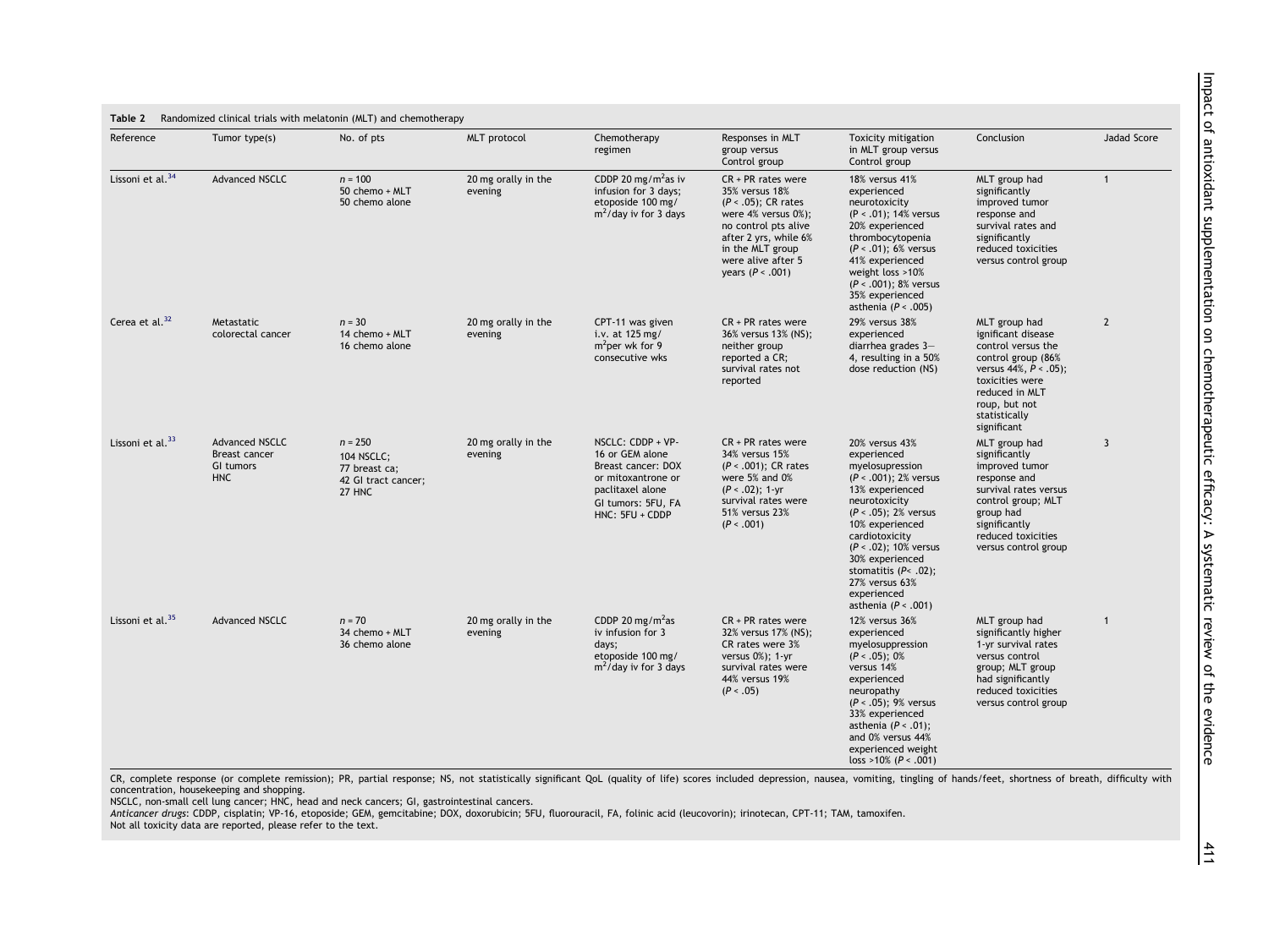**Table 2** Randomized clinical trials with melatonin (MLT) and chemotherapy

| Reference | Tumor type(s) | No. of pts | MLT protocol | Chemotherapy regimen | Responses in MLT group versus Control group | Toxicity mitigation in MLT group versus Control group | Conclusion | Jadad Score |
|---|---|---|---|---|---|---|---|---|
| Lissoni et al.[34] | Advanced NSCLC | n = 100<br>50 chemo + MLT<br>50 chemo alone | 20 mg orally in the evening | CDDP 20 mg/m$^2$as iv infusion for 3 days; etoposide 100 mg/m$^2$/day iv for 3 days | CR + PR rates were 35% versus 18% ($P < .05$); CR rates were 4% versus 0%); no control pts alive after 2 yrs, while 6% in the MLT group were alive after 5 years ($P < .001$) | 18% versus 41% experienced neurotoxicity ($P < .01$); 14% versus 20% experienced thrombocytopenia ($P < .01$); 6% versus 41% experienced weight loss >10% ($P < .001$); 8% versus 35% experienced asthenia ($P < .005$) | MLT group had significantly improved tumor response and survival rates and significantly reduced toxicities versus control group | 1 |
| Cerea et al.[32] | Metastatic colorectal cancer | n = 30<br>14 chemo + MLT<br>16 chemo alone | 20 mg orally in the evening | CPT-11 was given i.v. at 125 mg/m$^2$per wk for 9 consecutive wks | CR + PR rates were 36% versus 13% (NS); neither group reported a CR; survival rates not reported | 29% versus 38% experienced diarrhea grades 3–4, resulting in a 50% dose reduction (NS) | MLT group had ignificant disease control versus the control group (86% versus 44%, $P < .05$); toxicities were reduced in MLT roup, but not statistically significant | 2 |
| Lissoni et al.[33] | Advanced NSCLC<br>Breast cancer<br>GI tumors<br>HNC | n = 250<br>104 NSCLC;<br>77 breast ca;<br>42 GI tract cancer;<br>27 HNC | 20 mg orally in the evening | NSCLC: CDDP + VP-16 or GEM alone<br>Breast cancer: DOX or mitoxantrone or paclitaxel alone<br>GI tumors: 5FU, FA<br>HNC: 5FU + CDDP | CR + PR rates were 34% versus 15% ($P < .001$); CR rates were 5% and 0% ($P < .02$); 1-yr survival rates were 51% versus 23% ($P < .001$) | 20% versus 43% experienced myelosupression ($P < .001$); 2% versus 13% experienced neurotoxicity ($P < .05$); 2% versus 10% experienced cardiotoxicity ($P < .02$); 10% versus 30% experienced stomatitis ($P < .02$); 27% versus 63% experienced asthenia ($P < .001$) | MLT group had significantly improved tumor response and survival rates versus control group; MLT group had significantly reduced toxicities versus control group | 3 |
| Lissoni et al.[35] | Advanced NSCLC | n = 70<br>34 chemo + MLT<br>36 chemo alone | 20 mg orally in the evening | CDDP 20 mg/m$^2$as iv infusion for 3 days;<br>etoposide 100 mg/m$^2$/day iv for 3 days | CR + PR rates were 32% versus 17% (NS); CR rates were 3% versus 0%); 1-yr survival rates were 44% versus 19% ($P < .05$) | 12% versus 36% experienced myelosuppression ($P < .05$); 0% versus 14% experienced neuropathy ($P < .05$); 9% versus 33% experienced asthenia ($P < .01$); and 0% versus 44% experienced weight loss >10% ($P < .001$) | MLT group had significantly higher 1-yr survival rates versus control group; MLT group had significantly reduced toxicities versus control group | 1 |

CR, complete response (or complete remission); PR, partial response; NS, not statistically significant QoL (quality of life) scores included depression, nausea, vomiting, tingling of hands/feet, shortness of breath, difficulty with concentration, housekeeping and shopping.
NSCLC, non-small cell lung cancer; HNC, head and neck cancers; GI, gastrointestinal cancers.
*Anticancer drugs*: CDDP, cisplatin; VP-16, etoposide; GEM, gemcitabine; DOX, doxorubicin; 5FU, fluorouracil, FA, folinic acid (leucovorin); irinotecan, CPT-11; TAM, tamoxifen.
Not all toxicity data are reported, please refer to the text.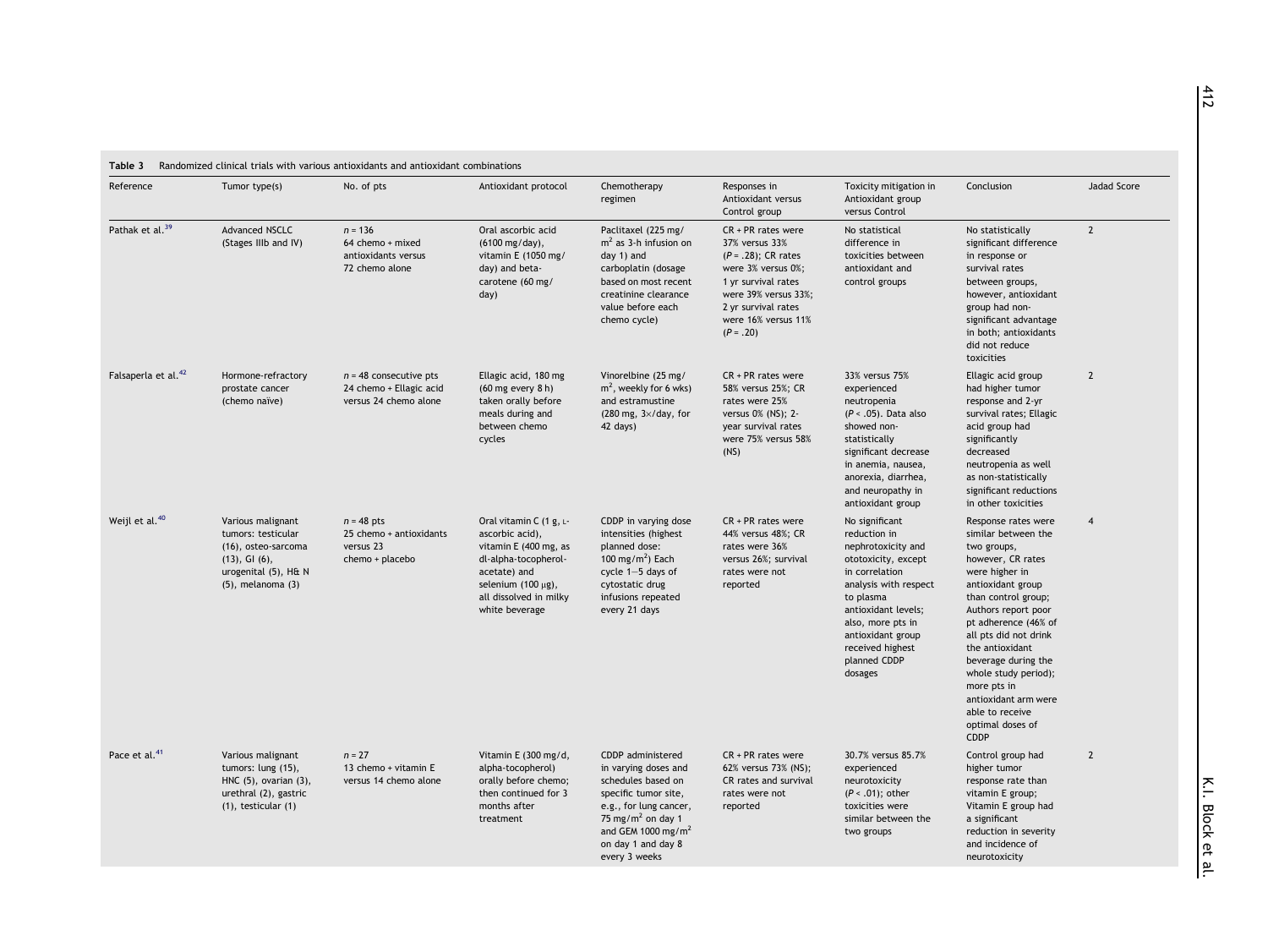**Table 3** Randomized clinical trials with various antioxidants and antioxidant combinations

| Reference | Tumor type(s) | No. of pts | Antioxidant protocol | Chemotherapy regimen | Responses in Antioxidant versus Control group | Toxicity mitigation in Antioxidant group versus Control | Conclusion | Jadad Score |
|---|---|---|---|---|---|---|---|---|
| Pathak et al.[39] | Advanced NSCLC (Stages IIIb and IV) | $n = 136$ 64 chemo + mixed antioxidants versus 72 chemo alone | Oral ascorbic acid (6100 mg/day), vitamin E (1050 mg/day) and beta-carotene (60 mg/day) | Paclitaxel (225 mg/m$^2$ as 3-h infusion on day 1) and carboplatin (dosage based on most recent creatinine clearance value before each chemo cycle) | CR + PR rates were 37% versus 33% ($P = .28$); CR rates were 3% versus 0%; 1 yr survival rates were 39% versus 33%; 2 yr survival rates were 16% versus 11% ($P = .20$) | No statistical difference in toxicities between antioxidant and control groups | No statistically significant difference in response or survival rates between groups, however, antioxidant group had non-significant advantage in both; antioxidants did not reduce toxicities | 2 |
| Falsaperla et al.[42] | Hormone-refractory prostate cancer (chemo naïve) | $n = 48$ consecutive pts 24 chemo + Ellagic acid versus 24 chemo alone | Ellagic acid, 180 mg (60 mg every 8 h) taken orally before meals during and between chemo cycles | Vinorelbine (25 mg/m$^2$, weekly for 6 wks) and estramustine (280 mg, 3×/day, for 42 days) | CR + PR rates were 58% versus 25%; CR rates were 25% versus 0% (NS); 2-year survival rates were 75% versus 58% (NS) | 33% versus 75% experienced neutropenia ($P < .05$). Data also showed non-statistically significant decrease in anemia, nausea, anorexia, diarrhea, and neuropathy in antioxidant group | Ellagic acid group had higher tumor response and 2-yr survival rates; Ellagic acid group had significantly decreased neutropenia as well as non-statistically significant reductions in other toxicities | 2 |
| Weijl et al.[40] | Various malignant tumors: testicular (16), osteo-sarcoma (13), GI (6), urogenital (5), H& N (5), melanoma (3) | $n = 48$ pts 25 chemo + antioxidants versus 23 chemo + placebo | Oral vitamin C (1 g, L-ascorbic acid), vitamin E (400 mg, as dl-alpha-tocopherol-acetate) and selenium (100 μg), all dissolved in milky white beverage | CDDP in varying dose intensities (highest planned dose: 100 mg/m$^2$) Each cycle 1–5 days of cytostatic drug infusions repeated every 21 days | CR + PR rates were 44% versus 48%; CR rates were 36% versus 26%; survival rates were not reported | No significant reduction in nephrotoxicity and ototoxicity, except in correlation analysis with respect to plasma antioxidant levels; also, more pts in antioxidant group received highest planned CDDP dosages | Response rates were similar between the two groups, however, CR rates were higher in antioxidant group than control group; Authors report poor pt adherence (46% of all pts did not drink the antioxidant beverage during the whole study period); more pts in antioxidant arm were able to receive optimal doses of CDDP | 4 |
| Pace et al.[41] | Various malignant tumors: lung (15), HNC (5), ovarian (3), urethral (2), gastric (1), testicular (1) | $n = 27$ 13 chemo + vitamin E versus 14 chemo alone | Vitamin E (300 mg/d, alpha-tocopherol) orally before chemo; then continued for 3 months after treatment | CDDP administered in varying doses and schedules based on specific tumor site, e.g., for lung cancer, 75 mg/m$^2$ on day 1 and GEM 1000 mg/m$^2$ on day 1 and day 8 every 3 weeks | CR + PR rates were 62% versus 73% (NS); CR rates and survival rates were not reported | 30.7% versus 85.7% experienced neurotoxicity ($P < .01$); other toxicities were similar between the two groups | Control group had higher tumor response rate than vitamin E group; Vitamin E group had a significant reduction in severity and incidence of neurotoxicity | 2 |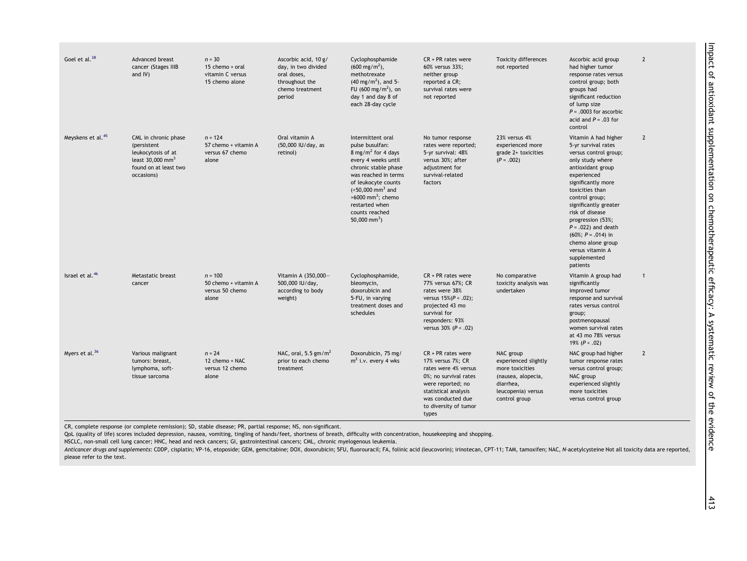| | | | | | | | | |
|---|---|---|---|---|---|---|---|---|
| Goel et al.[38] | Advanced breast cancer (Stages IIIB and IV) | $n = 30$ 15 chemo + oral vitamin C versus 15 chemo alone | Ascorbic acid, 10 g/day, in two divided oral doses, throughout the chemo treatment period | Cyclophosphamide (600 mg/m$^2$), methotrexate (40 mg/m$^2$), and 5-FU (600 mg/m$^2$), on day 1 and day 8 of each 28-day cycle | CR + PR rates were 60% versus 33%; neither group reported a CR; survival rates were not reported | Toxicity differences not reported | Ascorbic acid group had higher tumor response rates versus control group; both groups had significant reduction of lump size $P = .0003$ for ascorbic acid and $P = .03$ for control | 2 |
| Meyskens et al.[45] | CML in chronic phase (persistent leukocytosis of at least 30,000 mm$^3$ found on at least two occasions) | $n = 124$ 57 chemo + vitamin A versus 67 chemo alone | Oral vitamin A (50,000 IU/day, as retinol) | Intermittent oral pulse busulfan: 8 mg/m$^2$ for 4 days every 4 weeks until chronic stable phase was reached in terms of leukocyte counts (<50,000 mm$^3$ and >6000 mm$^3$; chemo restarted when counts reached 50,000 mm$^3$) | No tumor response rates were reported; 5-yr survival: 48% versus 30%; after adjustment for survival-related factors | 23% versus 4% experienced more grade 2+ toxicities ($P = .002$) | Vitamin A had higher 5-yr survival rates versus control group; only study where antioxidant group experienced significantly more toxicities than control group; significantly greater risk of disease progression (53%; $P = .022$) and death (60%; $P = .014$) in chemo alone group versus vitamin A supplemented patients | 2 |
| Israel et al.[46] | Metastatic breast cancer | $n = 100$ 50 chemo + vitamin A versus 50 chemo alone | Vitamin A (350,000–500,000 IU/day, according to body weight) | Cyclophosphamide, bleomycin, doxorubicin and 5-FU, in varying treatment doses and schedules | CR + PR rates were 77% versus 67%; CR rates were 38% versus 15%($P < .02$); projected 43 mo survival for responders: 93% versus 30% ($P < .02$) | No comparative toxicity analysis was undertaken | Vitamin A group had significantly improved tumor response and survival rates versus control group; postmenopausal women survival rates at 43 mo 78% versus 19% ($P < .02$) | 1 |
| Myers et al.[36] | Various malignant tumors: breast, lymphoma, soft-tissue sarcoma | $n = 24$ 12 chemo + NAC versus 12 chemo alone | NAC, oral, 5.5 gm/m$^2$ prior to each chemo treatment | Doxorubicin, 75 mg/m$^2$ i.v. every 4 wks | CR + PR rates were 17% versus 7%; CR rates were 4% versus 0%; no survival rates were reported; no statistical analysis was conducted due to diversity of tumor types | NAC group experienced slightly more toxicities (nausea, alopecia, diarrhea, leucopenia) versus control group | NAC group had higher tumor response rates versus control group; NAC group experienced slightly more toxicities versus control group | 2 |

CR, complete response (or complete remission); SD, stable disease; PR, partial response; NS, non-significant.

QoL (quality of life) scores included depression, nausea, vomiting, tingling of hands/feet, shortness of breath, difficulty with concentration, housekeeping and shopping.

NSCLC, non-small cell lung cancer; HNC, head and neck cancers; GI, gastrointestinal cancers; CML, chronic myelogenous leukemia.

*Anticancer drugs and supplements*: CDDP, cisplatin; VP-16, etoposide; GEM, gemcitabine; DOX, doxorubicin; 5FU, fluorouracil; FA, folinic acid (leucovorin); irinotecan, CPT-11; TAM, tamoxifen; NAC, *N*-acetylcysteine Not all toxicity data are reported, please refer to the text.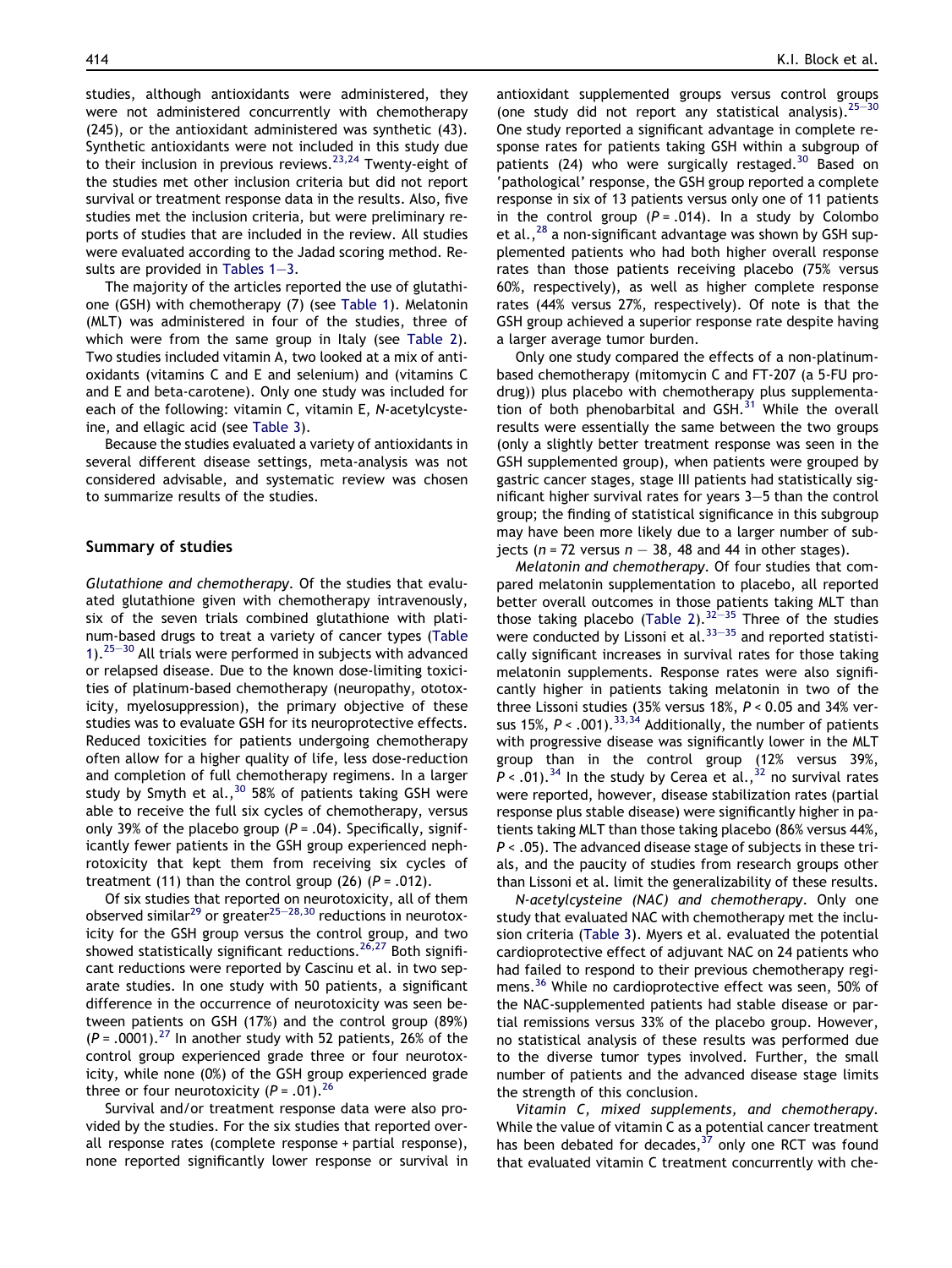studies, although antioxidants were administered, they were not administered concurrently with chemotherapy (245), or the antioxidant administered was synthetic (43). Synthetic antioxidants were not included in this study due to their inclusion in previous reviews.[23,24] Twenty-eight of the studies met other inclusion criteria but did not report survival or treatment response data in the results. Also, five studies met the inclusion criteria, but were preliminary reports of studies that are included in the review. All studies were evaluated according to the Jadad scoring method. Results are provided in Tables 1–3.

The majority of the articles reported the use of glutathione (GSH) with chemotherapy (7) (see Table 1). Melatonin (MLT) was administered in four of the studies, three of which were from the same group in Italy (see Table 2). Two studies included vitamin A, two looked at a mix of antioxidants (vitamins C and E and selenium) and (vitamins C and E and beta-carotene). Only one study was included for each of the following: vitamin C, vitamin E, N-acetylcysteine, and ellagic acid (see Table 3).

Because the studies evaluated a variety of antioxidants in several different disease settings, meta-analysis was not considered advisable, and systematic review was chosen to summarize results of the studies.

## Summary of studies

*Glutathione and chemotherapy*. Of the studies that evaluated glutathione given with chemotherapy intravenously, six of the seven trials combined glutathione with platinum-based drugs to treat a variety of cancer types (Table 1).[25–30] All trials were performed in subjects with advanced or relapsed disease. Due to the known dose-limiting toxicities of platinum-based chemotherapy (neuropathy, ototoxicity, myelosuppression), the primary objective of these studies was to evaluate GSH for its neuroprotective effects. Reduced toxicities for patients undergoing chemotherapy often allow for a higher quality of life, less dose-reduction and completion of full chemotherapy regimens. In a larger study by Smyth et al.,[30] 58% of patients taking GSH were able to receive the full six cycles of chemotherapy, versus only 39% of the placebo group ($P = .04$). Specifically, significantly fewer patients in the GSH group experienced nephrotoxicity that kept them from receiving six cycles of treatment (11) than the control group (26) ($P = .012$).

Of six studies that reported on neurotoxicity, all of them observed similar[29] or greater[25–28,30] reductions in neurotoxicity for the GSH group versus the control group, and two showed statistically significant reductions.[26,27] Both significant reductions were reported by Cascinu et al. in two separate studies. In one study with 50 patients, a significant difference in the occurrence of neurotoxicity was seen between patients on GSH (17%) and the control group (89%) ($P = .0001$).[27] In another study with 52 patients, 26% of the control group experienced grade three or four neurotoxicity, while none (0%) of the GSH group experienced grade three or four neurotoxicity ($P = .01$).[26]

Survival and/or treatment response data were also provided by the studies. For the six studies that reported overall response rates (complete response + partial response), none reported significantly lower response or survival in antioxidant supplemented groups versus control groups (one study did not report any statistical analysis).[25–30] One study reported a significant advantage in complete response rates for patients taking GSH within a subgroup of patients (24) who were surgically restaged.[30] Based on 'pathological' response, the GSH group reported a complete response in six of 13 patients versus only one of 11 patients in the control group ($P = .014$). In a study by Colombo et al.,[28] a non-significant advantage was shown by GSH supplemented patients who had both higher overall response rates than those patients receiving placebo (75% versus 60%, respectively), as well as higher complete response rates (44% versus 27%, respectively). Of note is that the GSH group achieved a superior response rate despite having a larger average tumor burden.

Only one study compared the effects of a non-platinum-based chemotherapy (mitomycin C and FT-207 (a 5-FU prodrug)) plus placebo with chemotherapy plus supplementation of both phenobarbital and GSH.[31] While the overall results were essentially the same between the two groups (only a slightly better treatment response was seen in the GSH supplemented group), when patients were grouped by gastric cancer stages, stage III patients had statistically significant higher survival rates for years 3–5 than the control group; the finding of statistical significance in this subgroup may have been more likely due to a larger number of subjects ($n = 72$ versus $n - 38$, 48 and 44 in other stages).

*Melatonin and chemotherapy*. Of four studies that compared melatonin supplementation to placebo, all reported better overall outcomes in those patients taking MLT than those taking placebo (Table 2).[32–35] Three of the studies were conducted by Lissoni et al.[33–35] and reported statistically significant increases in survival rates for those taking melatonin supplements. Response rates were also significantly higher in patients taking melatonin in two of the three Lissoni studies (35% versus 18%, $P < 0.05$ and 34% versus 15%, $P < .001$).[33,34] Additionally, the number of patients with progressive disease was significantly lower in the MLT group than in the control group (12% versus 39%, $P < .01$).[34] In the study by Cerea et al.,[32] no survival rates were reported, however, disease stabilization rates (partial response plus stable disease) were significantly higher in patients taking MLT than those taking placebo (86% versus 44%, $P < .05$). The advanced disease stage of subjects in these trials, and the paucity of studies from research groups other than Lissoni et al. limit the generalizability of these results.

*N-acetylcysteine (NAC) and chemotherapy*. Only one study that evaluated NAC with chemotherapy met the inclusion criteria (Table 3). Myers et al. evaluated the potential cardioprotective effect of adjuvant NAC on 24 patients who had failed to respond to their previous chemotherapy regimens.[36] While no cardioprotective effect was seen, 50% of the NAC-supplemented patients had stable disease or partial remissions versus 33% of the placebo group. However, no statistical analysis of these results was performed due to the diverse tumor types involved. Further, the small number of patients and the advanced disease stage limits the strength of this conclusion.

*Vitamin C, mixed supplements, and chemotherapy*. While the value of vitamin C as a potential cancer treatment has been debated for decades,[37] only one RCT was found that evaluated vitamin C treatment concurrently with che-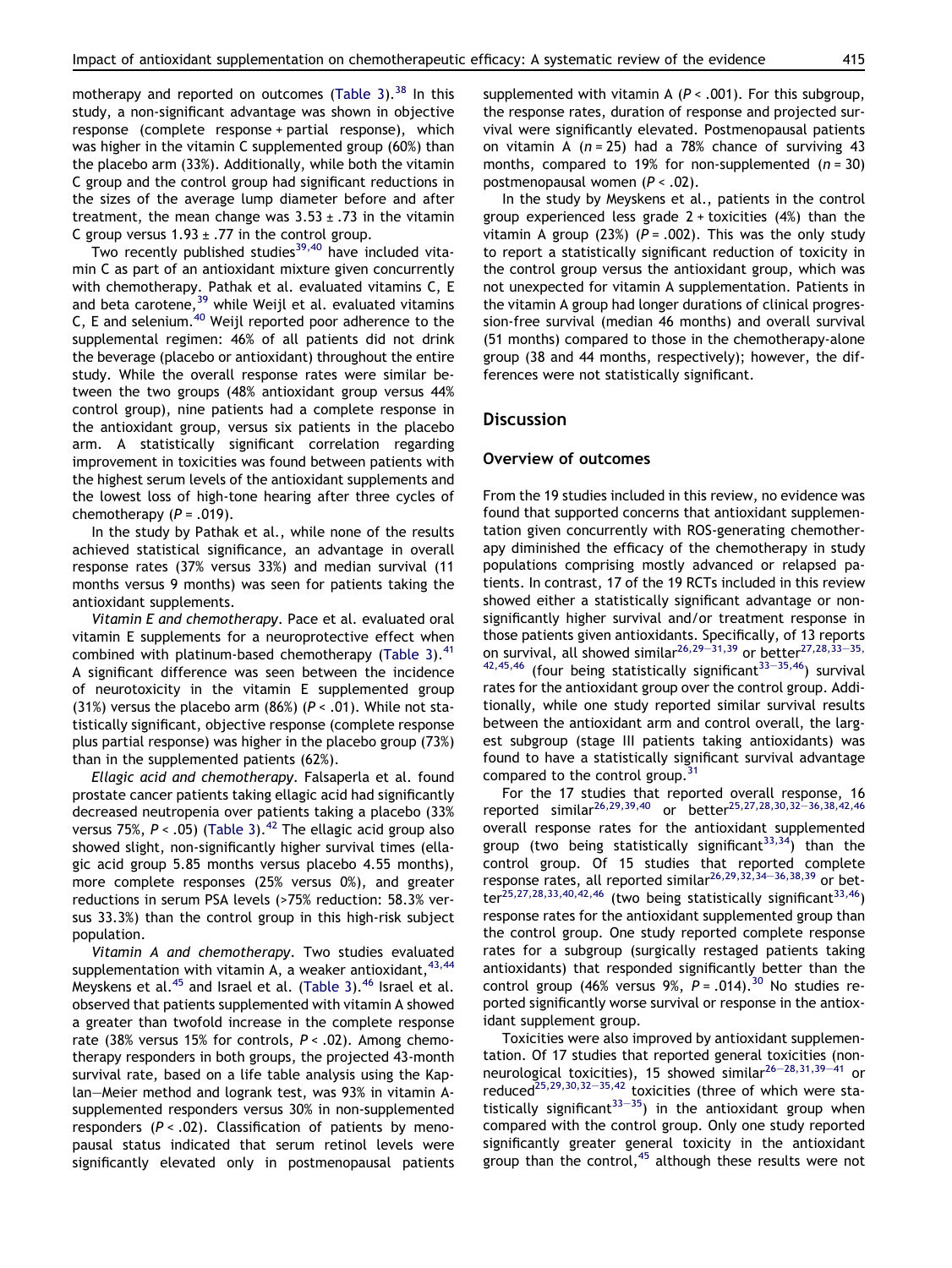motherapy and reported on outcomes (Table 3).[38] In this study, a non-significant advantage was shown in objective response (complete response + partial response), which was higher in the vitamin C supplemented group (60%) than the placebo arm (33%). Additionally, while both the vitamin C group and the control group had significant reductions in the sizes of the average lump diameter before and after treatment, the mean change was 3.53 ± .73 in the vitamin C group versus 1.93 ± .77 in the control group.

Two recently published studies[39,40] have included vitamin C as part of an antioxidant mixture given concurrently with chemotherapy. Pathak et al. evaluated vitamins C, E and beta carotene,[39] while Weijl et al. evaluated vitamins C, E and selenium.[40] Weijl reported poor adherence to the supplemental regimen: 46% of all patients did not drink the beverage (placebo or antioxidant) throughout the entire study. While the overall response rates were similar between the two groups (48% antioxidant group versus 44% control group), nine patients had a complete response in the antioxidant group, versus six patients in the placebo arm. A statistically significant correlation regarding improvement in toxicities was found between patients with the highest serum levels of the antioxidant supplements and the lowest loss of high-tone hearing after three cycles of chemotherapy ($P = .019$).

In the study by Pathak et al., while none of the results achieved statistical significance, an advantage in overall response rates (37% versus 33%) and median survival (11 months versus 9 months) was seen for patients taking the antioxidant supplements.

*Vitamin E and chemotherapy*. Pace et al. evaluated oral vitamin E supplements for a neuroprotective effect when combined with platinum-based chemotherapy (Table 3).[41] A significant difference was seen between the incidence of neurotoxicity in the vitamin E supplemented group (31%) versus the placebo arm (86%) ($P < .01$). While not statistically significant, objective response (complete response plus partial response) was higher in the placebo group (73%) than in the supplemented patients (62%).

*Ellagic acid and chemotherapy*. Falsaperla et al. found prostate cancer patients taking ellagic acid had significantly decreased neutropenia over patients taking a placebo (33% versus 75%, $P < .05$) (Table 3).[42] The ellagic acid group also showed slight, non-significantly higher survival times (ellagic acid group 5.85 months versus placebo 4.55 months), more complete responses (25% versus 0%), and greater reductions in serum PSA levels (>75% reduction: 58.3% versus 33.3%) than the control group in this high-risk subject population.

*Vitamin A and chemotherapy*. Two studies evaluated supplementation with vitamin A, a weaker antioxidant,[43,44] Meyskens et al.[45] and Israel et al. (Table 3).[46] Israel et al. observed that patients supplemented with vitamin A showed a greater than twofold increase in the complete response rate (38% versus 15% for controls, $P < .02$). Among chemotherapy responders in both groups, the projected 43-month survival rate, based on a life table analysis using the Kaplan–Meier method and logrank test, was 93% in vitamin A-supplemented responders versus 30% in non-supplemented responders ($P < .02$). Classification of patients by menopausal status indicated that serum retinol levels were significantly elevated only in postmenopausal patients supplemented with vitamin A ($P < .001$). For this subgroup, the response rates, duration of response and projected survival were significantly elevated. Postmenopausal patients on vitamin A ($n = 25$) had a 78% chance of surviving 43 months, compared to 19% for non-supplemented ($n = 30$) postmenopausal women ($P < .02$).

In the study by Meyskens et al., patients in the control group experienced less grade 2 + toxicities (4%) than the vitamin A group (23%) ($P = .002$). This was the only study to report a statistically significant reduction of toxicity in the control group versus the antioxidant group, which was not unexpected for vitamin A supplementation. Patients in the vitamin A group had longer durations of clinical progression-free survival (median 46 months) and overall survival (51 months) compared to those in the chemotherapy-alone group (38 and 44 months, respectively); however, the differences were not statistically significant.

## Discussion

### Overview of outcomes

From the 19 studies included in this review, no evidence was found that supported concerns that antioxidant supplementation given concurrently with ROS-generating chemotherapy diminished the efficacy of the chemotherapy in study populations comprising mostly advanced or relapsed patients. In contrast, 17 of the 19 RCTs included in this review showed either a statistically significant advantage or non-significantly higher survival and/or treatment response in those patients given antioxidants. Specifically, of 13 reports on survival, all showed similar[26,29–31,39] or better[27,28,33–35,42,45,46] (four being statistically significant[33–35,46]) survival rates for the antioxidant group over the control group. Additionally, while one study reported similar survival results between the antioxidant arm and control overall, the largest subgroup (stage III patients taking antioxidants) was found to have a statistically significant survival advantage compared to the control group.[31]

For the 17 studies that reported overall response, 16 reported similar[26,29,39,40] or better[25,27,28,30,32–36,38,42,46] overall response rates for the antioxidant supplemented group (two being statistically significant[33,34]) than the control group. Of 15 studies that reported complete response rates, all reported similar[26,29,32,34–36,38,39] or better[25,27,28,33,40,42,46] (two being statistically significant[33,46]) response rates for the antioxidant supplemented group than the control group. One study reported complete response rates for a subgroup (surgically restaged patients taking antioxidants) that responded significantly better than the control group (46% versus 9%, $P = .014$).[30] No studies reported significantly worse survival or response in the antioxidant supplement group.

Toxicities were also improved by antioxidant supplementation. Of 17 studies that reported general toxicities (non-neurological toxicities), 15 showed similar[26–28,31,39–41] or reduced[25,29,30,32–35,42] toxicities (three of which were statistically significant[33–35]) in the antioxidant group when compared with the control group. Only one study reported significantly greater general toxicity in the antioxidant group than the control,[45] although these results were not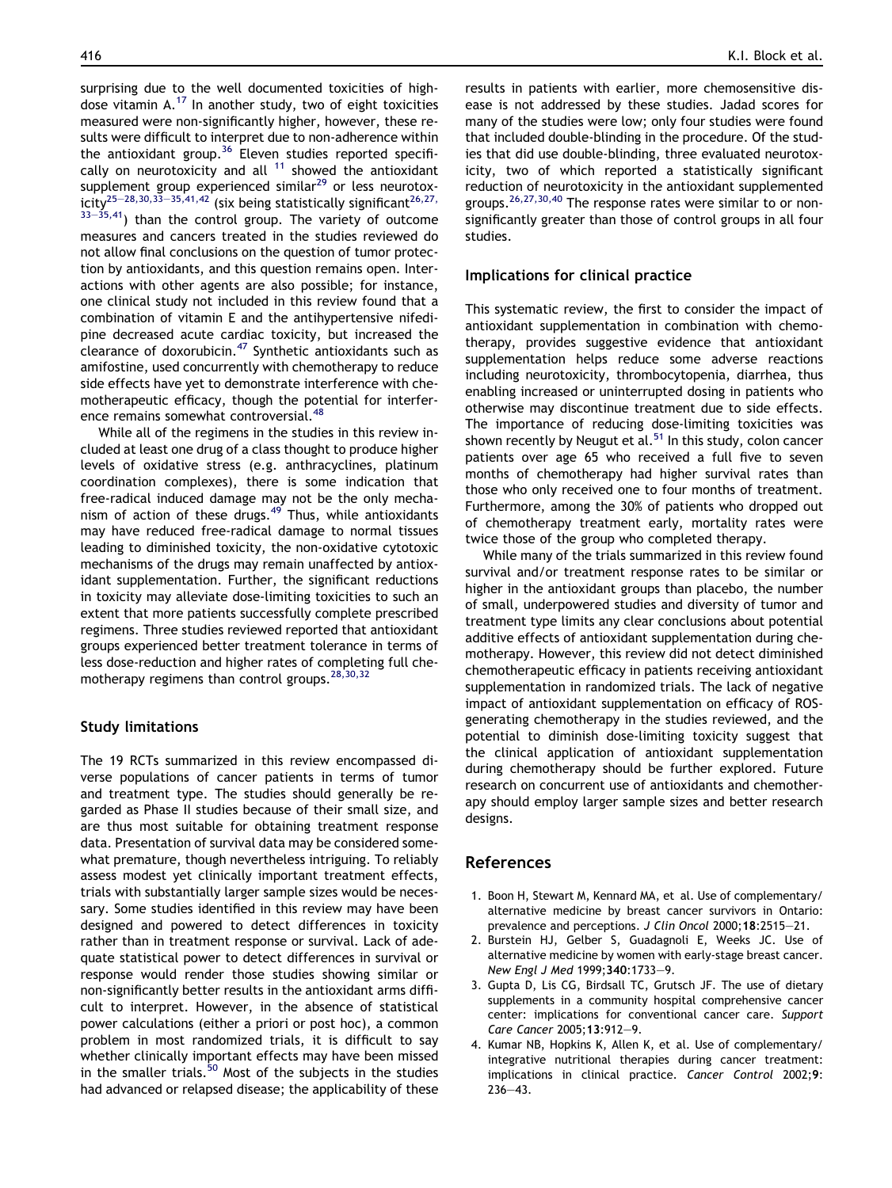surprising due to the well documented toxicities of high-dose vitamin A.[17] In another study, two of eight toxicities measured were non-significantly higher, however, these results were difficult to interpret due to non-adherence within the antioxidant group.[36] Eleven studies reported specifically on neurotoxicity and all [11] showed the antioxidant supplement group experienced similar[29] or less neurotoxicity[25–28,30,33–35,41,42] (six being statistically significant[26,27,33–35,41]) than the control group. The variety of outcome measures and cancers treated in the studies reviewed do not allow final conclusions on the question of tumor protection by antioxidants, and this question remains open. Interactions with other agents are also possible; for instance, one clinical study not included in this review found that a combination of vitamin E and the antihypertensive nifedipine decreased acute cardiac toxicity, but increased the clearance of doxorubicin.[47] Synthetic antioxidants such as amifostine, used concurrently with chemotherapy to reduce side effects have yet to demonstrate interference with chemotherapeutic efficacy, though the potential for interference remains somewhat controversial.[48]

While all of the regimens in the studies in this review included at least one drug of a class thought to produce higher levels of oxidative stress (e.g. anthracyclines, platinum coordination complexes), there is some indication that free-radical induced damage may not be the only mechanism of action of these drugs.[49] Thus, while antioxidants may have reduced free-radical damage to normal tissues leading to diminished toxicity, the non-oxidative cytotoxic mechanisms of the drugs may remain unaffected by antioxidant supplementation. Further, the significant reductions in toxicity may alleviate dose-limiting toxicities to such an extent that more patients successfully complete prescribed regimens. Three studies reviewed reported that antioxidant groups experienced better treatment tolerance in terms of less dose-reduction and higher rates of completing full chemotherapy regimens than control groups.[28,30,32]

### Study limitations

The 19 RCTs summarized in this review encompassed diverse populations of cancer patients in terms of tumor and treatment type. The studies should generally be regarded as Phase II studies because of their small size, and are thus most suitable for obtaining treatment response data. Presentation of survival data may be considered somewhat premature, though nevertheless intriguing. To reliably assess modest yet clinically important treatment effects, trials with substantially larger sample sizes would be necessary. Some studies identified in this review may have been designed and powered to detect differences in toxicity rather than in treatment response or survival. Lack of adequate statistical power to detect differences in survival or response would render those studies showing similar or non-significantly better results in the antioxidant arms difficult to interpret. However, in the absence of statistical power calculations (either a priori or post hoc), a common problem in most randomized trials, it is difficult to say whether clinically important effects may have been missed in the smaller trials.[50] Most of the subjects in the studies had advanced or relapsed disease; the applicability of these results in patients with earlier, more chemosensitive disease is not addressed by these studies. Jadad scores for many of the studies were low; only four studies were found that included double-blinding in the procedure. Of the studies that did use double-blinding, three evaluated neurotoxicity, two of which reported a statistically significant reduction of neurotoxicity in the antioxidant supplemented groups.[26,27,30,40] The response rates were similar to or non-significantly greater than those of control groups in all four studies.

### Implications for clinical practice

This systematic review, the first to consider the impact of antioxidant supplementation in combination with chemotherapy, provides suggestive evidence that antioxidant supplementation helps reduce some adverse reactions including neurotoxicity, thrombocytopenia, diarrhea, thus enabling increased or uninterrupted dosing in patients who otherwise may discontinue treatment due to side effects. The importance of reducing dose-limiting toxicities was shown recently by Neugut et al.[51] In this study, colon cancer patients over age 65 who received a full five to seven months of chemotherapy had higher survival rates than those who only received one to four months of treatment. Furthermore, among the 30% of patients who dropped out of chemotherapy treatment early, mortality rates were twice those of the group who completed therapy.

While many of the trials summarized in this review found survival and/or treatment response rates to be similar or higher in the antioxidant groups than placebo, the number of small, underpowered studies and diversity of tumor and treatment type limits any clear conclusions about potential additive effects of antioxidant supplementation during chemotherapy. However, this review did not detect diminished chemotherapeutic efficacy in patients receiving antioxidant supplementation in randomized trials. The lack of negative impact of antioxidant supplementation on efficacy of ROS-generating chemotherapy in the studies reviewed, and the potential to diminish dose-limiting toxicity suggest that the clinical application of antioxidant supplementation during chemotherapy should be further explored. Future research on concurrent use of antioxidants and chemotherapy should employ larger sample sizes and better research designs.

## References

1. Boon H, Stewart M, Kennard MA, et al. Use of complementary/alternative medicine by breast cancer survivors in Ontario: prevalence and perceptions. *J Clin Oncol* 2000;**18**:2515–21.
2. Burstein HJ, Gelber S, Guadagnoli E, Weeks JC. Use of alternative medicine by women with early-stage breast cancer. *New Engl J Med* 1999;**340**:1733–9.
3. Gupta D, Lis CG, Birdsall TC, Grutsch JF. The use of dietary supplements in a community hospital comprehensive cancer center: implications for conventional cancer care. *Support Care Cancer* 2005;**13**:912–9.
4. Kumar NB, Hopkins K, Allen K, et al. Use of complementary/integrative nutritional therapies during cancer treatment: implications in clinical practice. *Cancer Control* 2002;**9**: 236–43.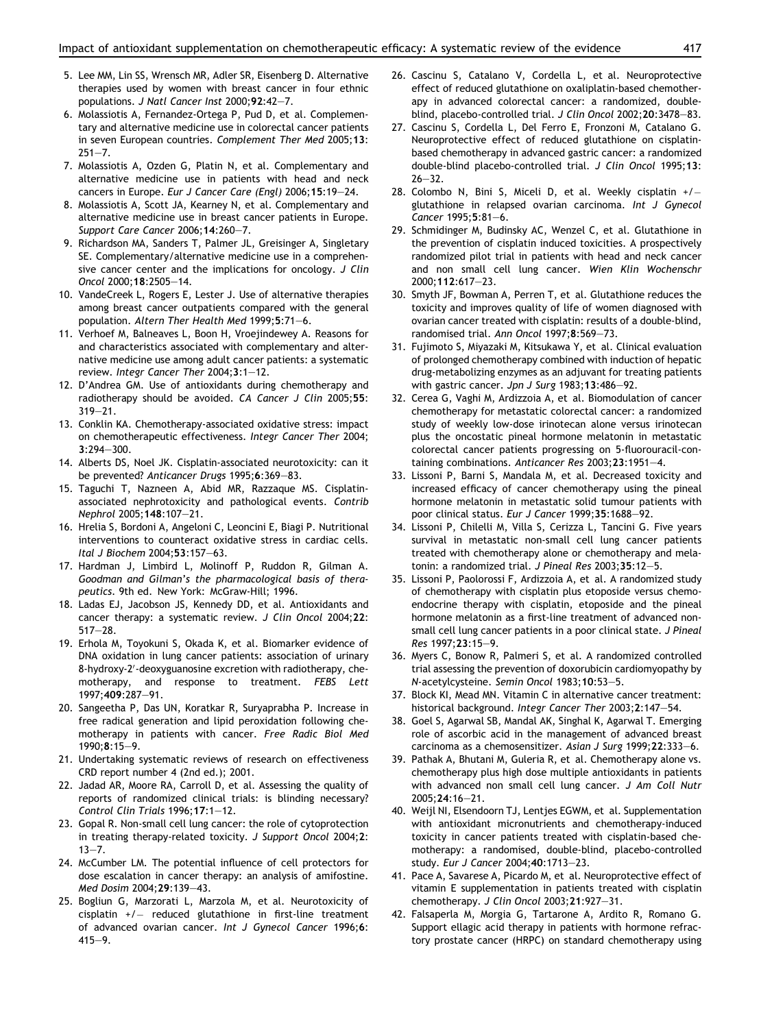5. Lee MM, Lin SS, Wrensch MR, Adler SR, Eisenberg D. Alternative therapies used by women with breast cancer in four ethnic populations. *J Natl Cancer Inst* 2000;**92**:42–7.
6. Molassiotis A, Fernandez-Ortega P, Pud D, et al. Complementary and alternative medicine use in colorectal cancer patients in seven European countries. *Complement Ther Med* 2005;**13**: 251–7.
7. Molassiotis A, Ozden G, Platin N, et al. Complementary and alternative medicine use in patients with head and neck cancers in Europe. *Eur J Cancer Care (Engl)* 2006;**15**:19–24.
8. Molassiotis A, Scott JA, Kearney N, et al. Complementary and alternative medicine use in breast cancer patients in Europe. *Support Care Cancer* 2006;**14**:260–7.
9. Richardson MA, Sanders T, Palmer JL, Greisinger A, Singletary SE. Complementary/alternative medicine use in a comprehensive cancer center and the implications for oncology. *J Clin Oncol* 2000;**18**:2505–14.
10. VandeCreek L, Rogers E, Lester J. Use of alternative therapies among breast cancer outpatients compared with the general population. *Altern Ther Health Med* 1999;**5**:71–6.
11. Verhoef M, Balneaves L, Boon H, Vroejindewey A. Reasons for and characteristics associated with complementary and alternative medicine use among adult cancer patients: a systematic review. *Integr Cancer Ther* 2004;**3**:1–12.
12. D'Andrea GM. Use of antioxidants during chemotherapy and radiotherapy should be avoided. *CA Cancer J Clin* 2005;**55**: 319–21.
13. Conklin KA. Chemotherapy-associated oxidative stress: impact on chemotherapeutic effectiveness. *Integr Cancer Ther* 2004; **3**:294–300.
14. Alberts DS, Noel JK. Cisplatin-associated neurotoxicity: can it be prevented? *Anticancer Drugs* 1995;**6**:369–83.
15. Taguchi T, Nazneen A, Abid MR, Razzaque MS. Cisplatin-associated nephrotoxicity and pathological events. *Contrib Nephrol* 2005;**148**:107–21.
16. Hrelia S, Bordoni A, Angeloni C, Leoncini E, Biagi P. Nutritional interventions to counteract oxidative stress in cardiac cells. *Ital J Biochem* 2004;**53**:157–63.
17. Hardman J, Limbird L, Molinoff P, Ruddon R, Gilman A. *Goodman and Gilman's the pharmacological basis of therapeutics*. 9th ed. New York: McGraw-Hill; 1996.
18. Ladas EJ, Jacobson JS, Kennedy DD, et al. Antioxidants and cancer therapy: a systematic review. *J Clin Oncol* 2004;**22**: 517–28.
19. Erhola M, Toyokuni S, Okada K, et al. Biomarker evidence of DNA oxidation in lung cancer patients: association of urinary 8-hydroxy-2′-deoxyguanosine excretion with radiotherapy, chemotherapy, and response to treatment. *FEBS Lett* 1997;**409**:287–91.
20. Sangeetha P, Das UN, Koratkar R, Suryaprabha P. Increase in free radical generation and lipid peroxidation following chemotherapy in patients with cancer. *Free Radic Biol Med* 1990;**8**:15–9.
21. Undertaking systematic reviews of research on effectiveness CRD report number 4 (2nd ed.); 2001.
22. Jadad AR, Moore RA, Carroll D, et al. Assessing the quality of reports of randomized clinical trials: is blinding necessary? *Control Clin Trials* 1996;**17**:1–12.
23. Gopal R. Non-small cell lung cancer: the role of cytoprotection in treating therapy-related toxicity. *J Support Oncol* 2004;**2**: 13–7.
24. McCumber LM. The potential influence of cell protectors for dose escalation in cancer therapy: an analysis of amifostine. *Med Dosim* 2004;**29**:139–43.
25. Bogliun G, Marzorati L, Marzola M, et al. Neurotoxicity of cisplatin +/− reduced glutathione in first-line treatment of advanced ovarian cancer. *Int J Gynecol Cancer* 1996;**6**: 415–9.
26. Cascinu S, Catalano V, Cordella L, et al. Neuroprotective effect of reduced glutathione on oxaliplatin-based chemotherapy in advanced colorectal cancer: a randomized, double-blind, placebo-controlled trial. *J Clin Oncol* 2002;**20**:3478–83.
27. Cascinu S, Cordella L, Del Ferro E, Fronzoni M, Catalano G. Neuroprotective effect of reduced glutathione on cisplatin-based chemotherapy in advanced gastric cancer: a randomized double-blind placebo-controlled trial. *J Clin Oncol* 1995;**13**: 26–32.
28. Colombo N, Bini S, Miceli D, et al. Weekly cisplatin +/− glutathione in relapsed ovarian carcinoma. *Int J Gynecol Cancer* 1995;**5**:81–6.
29. Schmidinger M, Budinsky AC, Wenzel C, et al. Glutathione in the prevention of cisplatin induced toxicities. A prospectively randomized pilot trial in patients with head and neck cancer and non small cell lung cancer. *Wien Klin Wochenschr* 2000;**112**:617–23.
30. Smyth JF, Bowman A, Perren T, et al. Glutathione reduces the toxicity and improves quality of life of women diagnosed with ovarian cancer treated with cisplatin: results of a double-blind, randomised trial. *Ann Oncol* 1997;**8**:569–73.
31. Fujimoto S, Miyazaki M, Kitsukawa Y, et al. Clinical evaluation of prolonged chemotherapy combined with induction of hepatic drug-metabolizing enzymes as an adjuvant for treating patients with gastric cancer. *Jpn J Surg* 1983;**13**:486–92.
32. Cerea G, Vaghi M, Ardizzoia A, et al. Biomodulation of cancer chemotherapy for metastatic colorectal cancer: a randomized study of weekly low-dose irinotecan alone versus irinotecan plus the oncostatic pineal hormone melatonin in metastatic colorectal cancer patients progressing on 5-fluorouracil-containing combinations. *Anticancer Res* 2003;**23**:1951–4.
33. Lissoni P, Barni S, Mandala M, et al. Decreased toxicity and increased efficacy of cancer chemotherapy using the pineal hormone melatonin in metastatic solid tumour patients with poor clinical status. *Eur J Cancer* 1999;**35**:1688–92.
34. Lissoni P, Chilelli M, Villa S, Cerizza L, Tancini G. Five years survival in metastatic non-small cell lung cancer patients treated with chemotherapy alone or chemotherapy and melatonin: a randomized trial. *J Pineal Res* 2003;**35**:12–5.
35. Lissoni P, Paolorossi F, Ardizzoia A, et al. A randomized study of chemotherapy with cisplatin plus etoposide versus chemoendocrine therapy with cisplatin, etoposide and the pineal hormone melatonin as a first-line treatment of advanced non-small cell lung cancer patients in a poor clinical state. *J Pineal Res* 1997;**23**:15–9.
36. Myers C, Bonow R, Palmeri S, et al. A randomized controlled trial assessing the prevention of doxorubicin cardiomyopathy by N-acetylcysteine. *Semin Oncol* 1983;**10**:53–5.
37. Block KI, Mead MN. Vitamin C in alternative cancer treatment: historical background. *Integr Cancer Ther* 2003;**2**:147–54.
38. Goel S, Agarwal SB, Mandal AK, Singhal K, Agarwal T. Emerging role of ascorbic acid in the management of advanced breast carcinoma as a chemosensitizer. *Asian J Surg* 1999;**22**:333–6.
39. Pathak A, Bhutani M, Guleria R, et al. Chemotherapy alone vs. chemotherapy plus high dose multiple antioxidants in patients with advanced non small cell lung cancer. *J Am Coll Nutr* 2005;**24**:16–21.
40. Weijl NI, Elsendoorn TJ, Lentjes EGWM, et al. Supplementation with antioxidant micronutrients and chemotherapy-induced toxicity in cancer patients treated with cisplatin-based chemotherapy: a randomised, double-blind, placebo-controlled study. *Eur J Cancer* 2004;**40**:1713–23.
41. Pace A, Savarese A, Picardo M, et al. Neuroprotective effect of vitamin E supplementation in patients treated with cisplatin chemotherapy. *J Clin Oncol* 2003;**21**:927–31.
42. Falsaperla M, Morgia G, Tartarone A, Ardito R, Romano G. Support ellagic acid therapy in patients with hormone refractory prostate cancer (HRPC) on standard chemotherapy using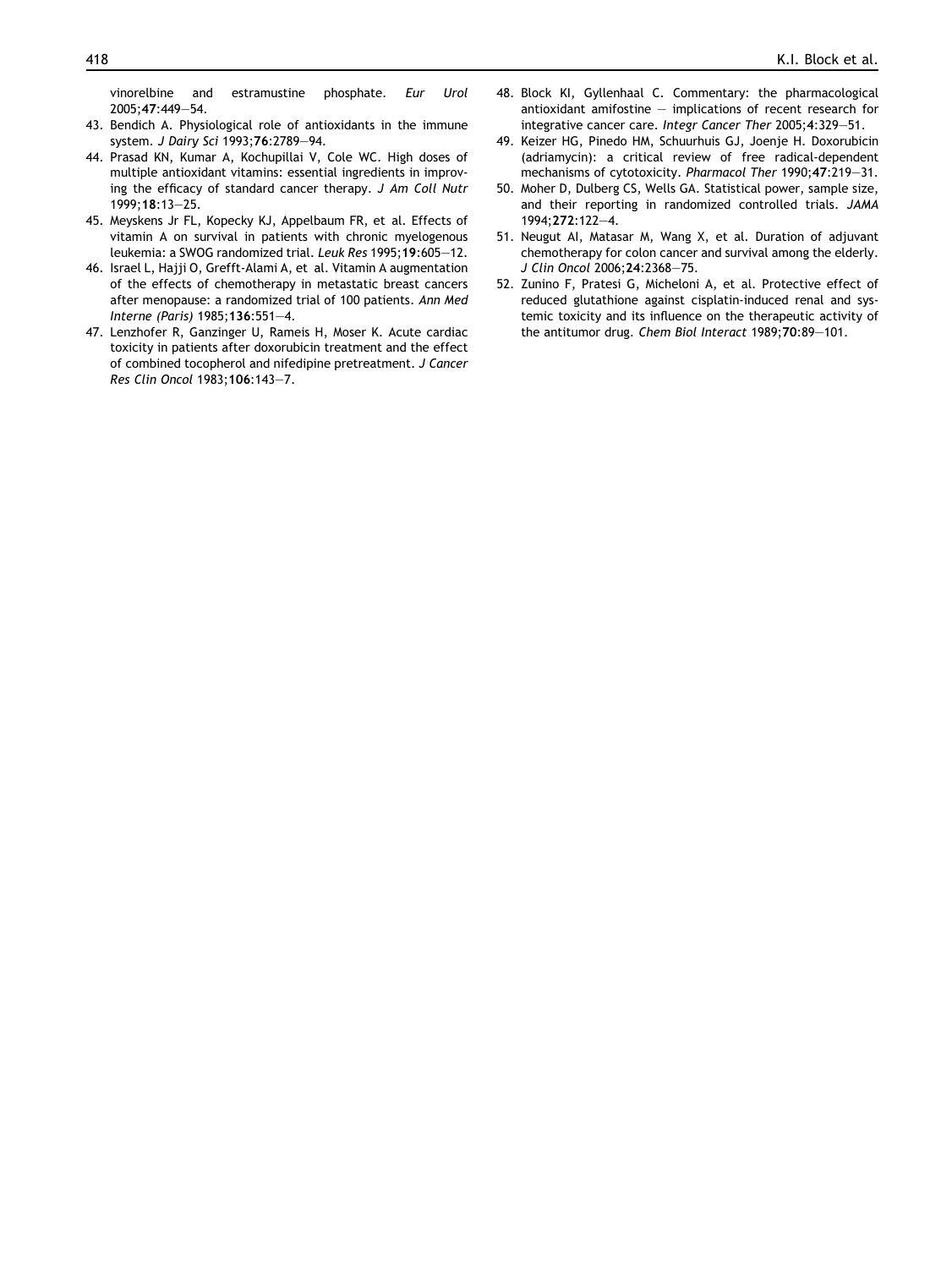vinorelbine and estramustine phosphate. *Eur Urol* 2005;**47**:449—54.

43. Bendich A. Physiological role of antioxidants in the immune system. *J Dairy Sci* 1993;**76**:2789—94.
44. Prasad KN, Kumar A, Kochupillai V, Cole WC. High doses of multiple antioxidant vitamins: essential ingredients in improving the efficacy of standard cancer therapy. *J Am Coll Nutr* 1999;**18**:13—25.
45. Meyskens Jr FL, Kopecky KJ, Appelbaum FR, et al. Effects of vitamin A on survival in patients with chronic myelogenous leukemia: a SWOG randomized trial. *Leuk Res* 1995;**19**:605—12.
46. Israel L, Hajji O, Grefft-Alami A, et al. Vitamin A augmentation of the effects of chemotherapy in metastatic breast cancers after menopause: a randomized trial of 100 patients. *Ann Med Interne (Paris)* 1985;**136**:551—4.
47. Lenzhofer R, Ganzinger U, Rameis H, Moser K. Acute cardiac toxicity in patients after doxorubicin treatment and the effect of combined tocopherol and nifedipine pretreatment. *J Cancer Res Clin Oncol* 1983;**106**:143—7.
48. Block KI, Gyllenhaal C. Commentary: the pharmacological antioxidant amifostine — implications of recent research for integrative cancer care. *Integr Cancer Ther* 2005;**4**:329—51.
49. Keizer HG, Pinedo HM, Schuurhuis GJ, Joenje H. Doxorubicin (adriamycin): a critical review of free radical-dependent mechanisms of cytotoxicity. *Pharmacol Ther* 1990;**47**:219—31.
50. Moher D, Dulberg CS, Wells GA. Statistical power, sample size, and their reporting in randomized controlled trials. *JAMA* 1994;**272**:122—4.
51. Neugut AI, Matasar M, Wang X, et al. Duration of adjuvant chemotherapy for colon cancer and survival among the elderly. *J Clin Oncol* 2006;**24**:2368—75.
52. Zunino F, Pratesi G, Micheloni A, et al. Protective effect of reduced glutathione against cisplatin-induced renal and systemic toxicity and its influence on the therapeutic activity of the antitumor drug. *Chem Biol Interact* 1989;**70**:89—101.